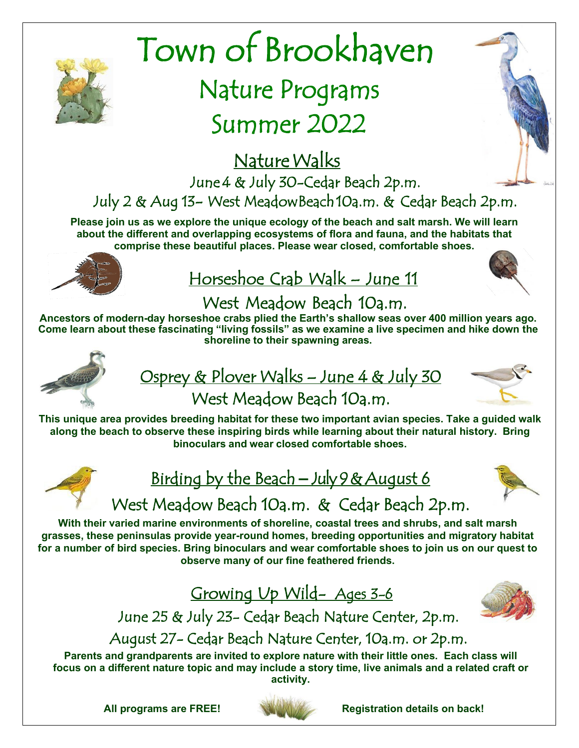# Town of Brookhaven

## Nature Programs

## Summer 2022

### Nature Walks

June 4 & July 30-Cedar Beach 2p.m.

July 2 & Aug 13- West Meadow Beach 10a.m. & Cedar Beach 2p.m.

**Please join us as we explore the unique ecology of the beach and salt marsh. We will learn about the different and overlapping ecosystems of flora and fauna, and the habitats that comprise these beautiful places. Please wear closed, comfortable shoes.**

### Horseshoe Crab Walk – June 11

West Meadow Beach 10a.m.

**Ancestors of modern-day horseshoe crabs plied the Earth's shallow seas over 400 million years ago. Come learn about these fascinating "living fossils" as we examine a live specimen and hike down the shoreline to their spawning areas.**

### Osprey & Plover Walks – June 4 & July 30

West Meadow Beach 10a.m.

**This unique area provides breeding habitat for these two important avian species. Take a guided walk along the beach to observe these inspiring birds while learning about their natural history. Bring binoculars and wear closed comfortable shoes.**

### Birding by the Beach – July 9 & August 6

West Meadow Beach 10a.m. & Cedar Beach 2p.m.

**With their varied marine environments of shoreline, coastal trees and shrubs, and salt marsh grasses, these peninsulas provide year-round homes, breeding opportunities and migratory habitat for a number of bird species. Bring binoculars and wear comfortable shoes to join us on our quest to observe many of our fine feathered friends.**

### Growing Up Wild- Ages 3-6

June 25 & July 23- Cedar Beach Nature Center, 2p.m.

August 27- Cedar Beach Nature Center, 10a.m. or 2p.m.

**Parents and grandparents are invited to explore nature with their little ones. Each class will focus on a different nature topic and may include a story time, live animals and a related craft or activity.**

**All programs are FREE!** **Registration details on back!**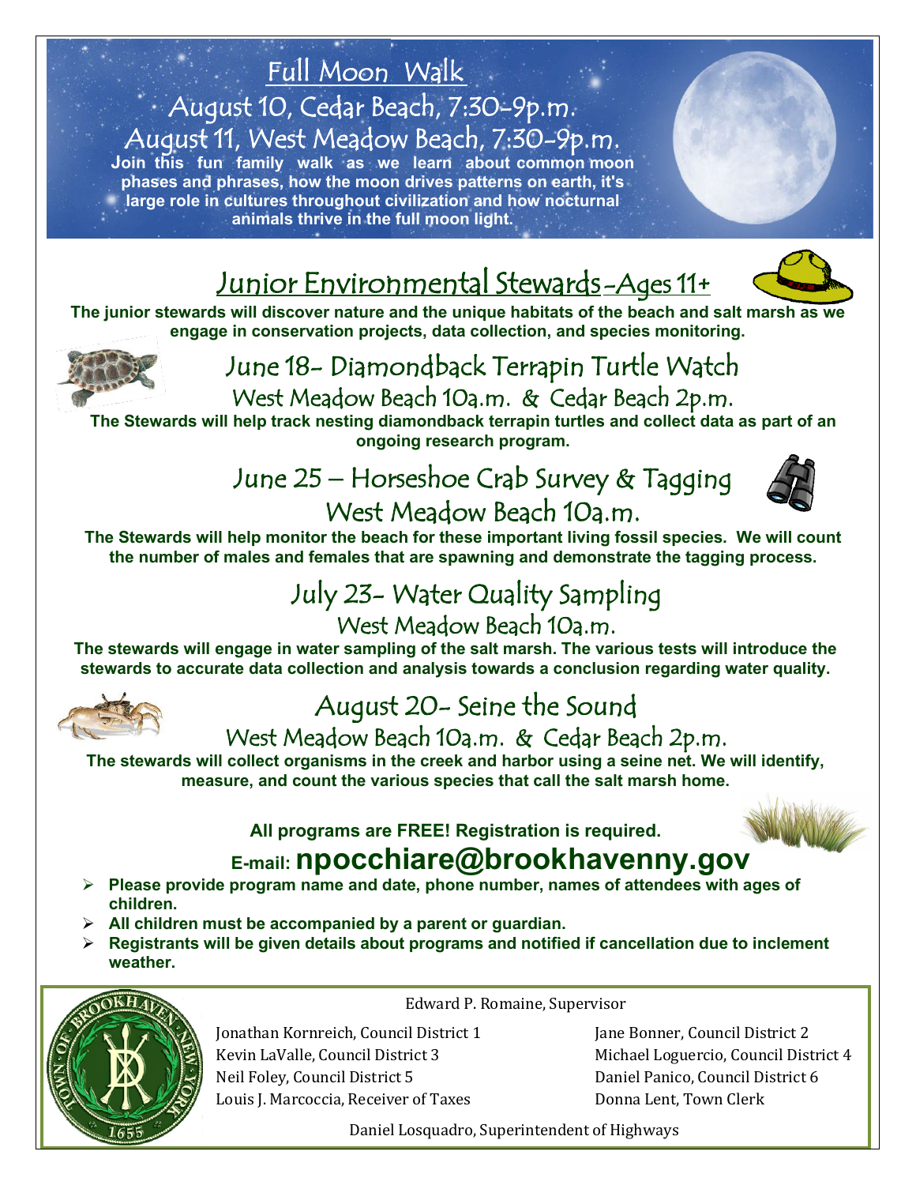## Full Moon Walk

### August 10, Cedar Beach, 7:30-9p.m.
### August 11, West Meadow Beach, 7:30-9p.m.

**Join this fun family walk as we learn about common moon phases and phrases, how the moon drives patterns on earth, it's large role in cultures throughout civilization and how nocturnal animals thrive in the full moon light.**

## Junior Environmental Stewards -Ages 11+

**The junior stewards will discover nature and the unique habitats of the beach and salt marsh as we engage in conservation projects, data collection, and species monitoring.**

### June 18- Diamondback Terrapin Turtle Watch
West Meadow Beach 10a.m. & Cedar Beach 2p.m.

**The Stewards will help track nesting diamondback terrapin turtles and collect data as part of an ongoing research program.**

### June 25 – Horseshoe Crab Survey & Tagging
West Meadow Beach 10a.m.

**The Stewards will help monitor the beach for these important living fossil species. We will count the number of males and females that are spawning and demonstrate the tagging process.**

### July 23- Water Quality Sampling
West Meadow Beach 10a.m.

**The stewards will engage in water sampling of the salt marsh. The various tests will introduce the stewards to accurate data collection and analysis towards a conclusion regarding water quality.**

### August 20- Seine the Sound
West Meadow Beach 10a.m. & Cedar Beach 2p.m.

**The stewards will collect organisms in the creek and harbor using a seine net. We will identify, measure, and count the various species that call the salt marsh home.**

**All programs are FREE! Registration is required.**

**E-mail: npocchiare@brookhavenny.gov**

- **Please provide program name and date, phone number, names of attendees with ages of children.**
- **All children must be accompanied by a parent or guardian.**
- **Registrants will be given details about programs and notified if cancellation due to inclement weather.**

Edward P. Romaine, Supervisor

Jonathan Kornreich, Council District 1
Jane Bonner, Council District 2
Kevin LaValle, Council District 3
Michael Loguercio, Council District 4
Neil Foley, Council District 5
Daniel Panico, Council District 6
Louis J. Marcoccia, Receiver of Taxes
Donna Lent, Town Clerk

Daniel Losquadro, Superintendent of Highways